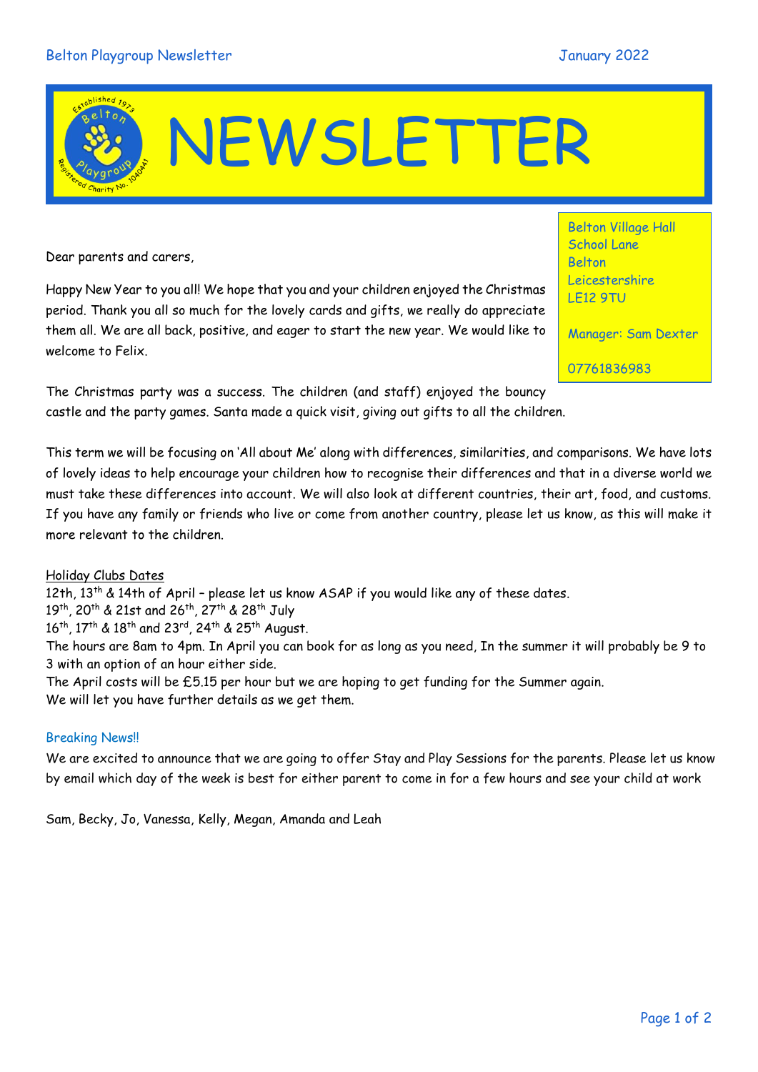# NEWSLETTER

Belton Village Hall
School Lane
Belton
Leicestershire
LE12 9TU

Manager: Sam Dexter

07761836983

Dear parents and carers,

Happy New Year to you all! We hope that you and your children enjoyed the Christmas period. Thank you all so much for the lovely cards and gifts, we really do appreciate them all. We are all back, positive, and eager to start the new year. We would like to welcome to Felix.

The Christmas party was a success. The children (and staff) enjoyed the bouncy castle and the party games. Santa made a quick visit, giving out gifts to all the children.

This term we will be focusing on 'All about Me' along with differences, similarities, and comparisons. We have lots of lovely ideas to help encourage your children how to recognise their differences and that in a diverse world we must take these differences into account. We will also look at different countries, their art, food, and customs. If you have any family or friends who live or come from another country, please let us know, as this will make it more relevant to the children.

Holiday Clubs Dates

12th, 13th & 14th of April – please let us know ASAP if you would like any of these dates.
19th, 20th & 21st and 26th, 27th & 28th July
16th, 17th & 18th and 23rd, 24th & 25th August.
The hours are 8am to 4pm. In April you can book for as long as you need, In the summer it will probably be 9 to 3 with an option of an hour either side.
The April costs will be £5.15 per hour but we are hoping to get funding for the Summer again.
We will let you have further details as we get them.

Breaking News!!

We are excited to announce that we are going to offer Stay and Play Sessions for the parents. Please let us know by email which day of the week is best for either parent to come in for a few hours and see your child at work

Sam, Becky, Jo, Vanessa, Kelly, Megan, Amanda and Leah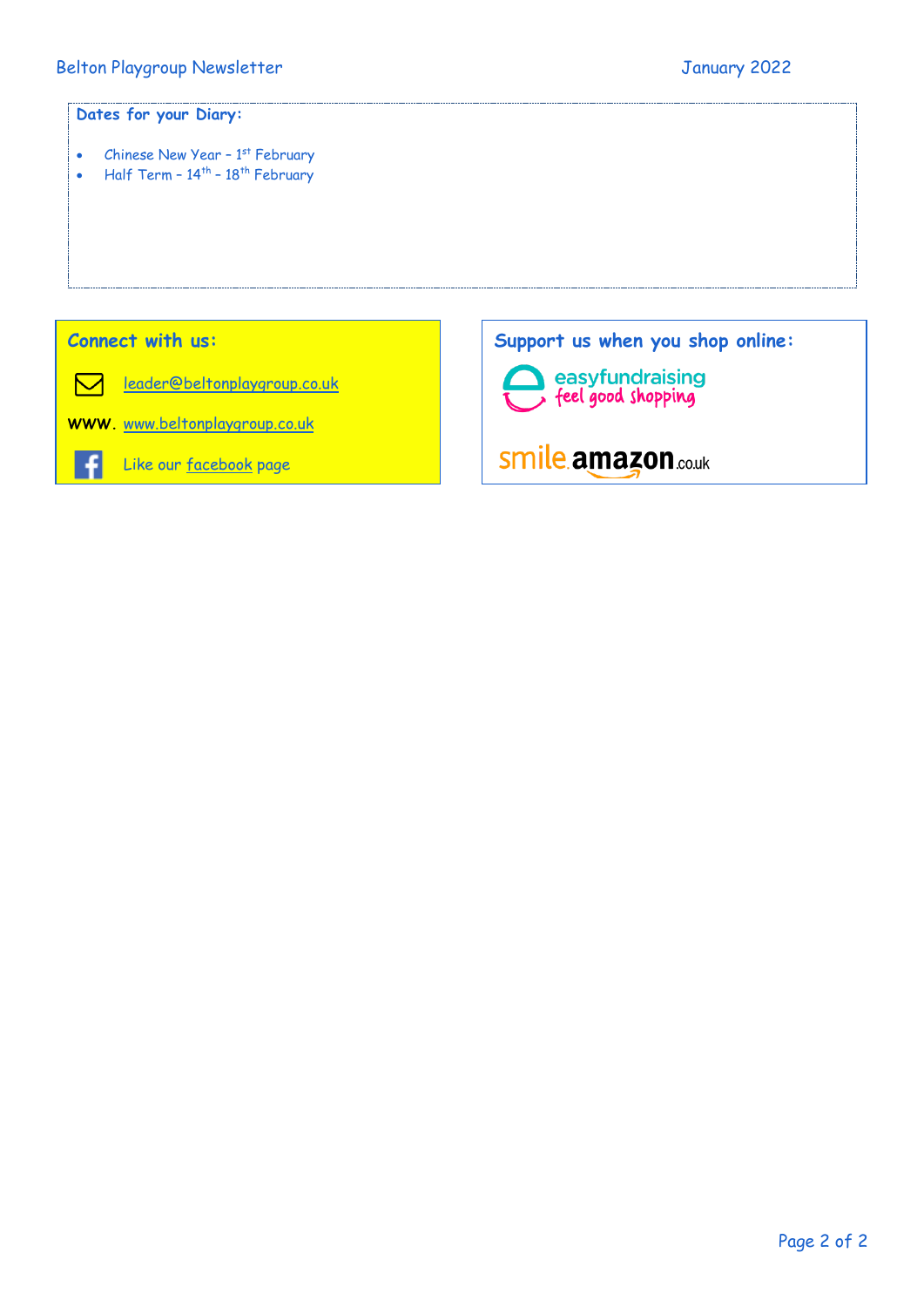**Dates for your Diary:**

- Chinese New Year – 1st February
- Half Term – 14th – 18th February

**Connect with us:**

leader@beltonplaygroup.co.uk

www. www.beltonplaygroup.co.uk

Like our facebook page

**Support us when you shop online:**

easyfundraising feel good shopping

smile.amazon.co.uk